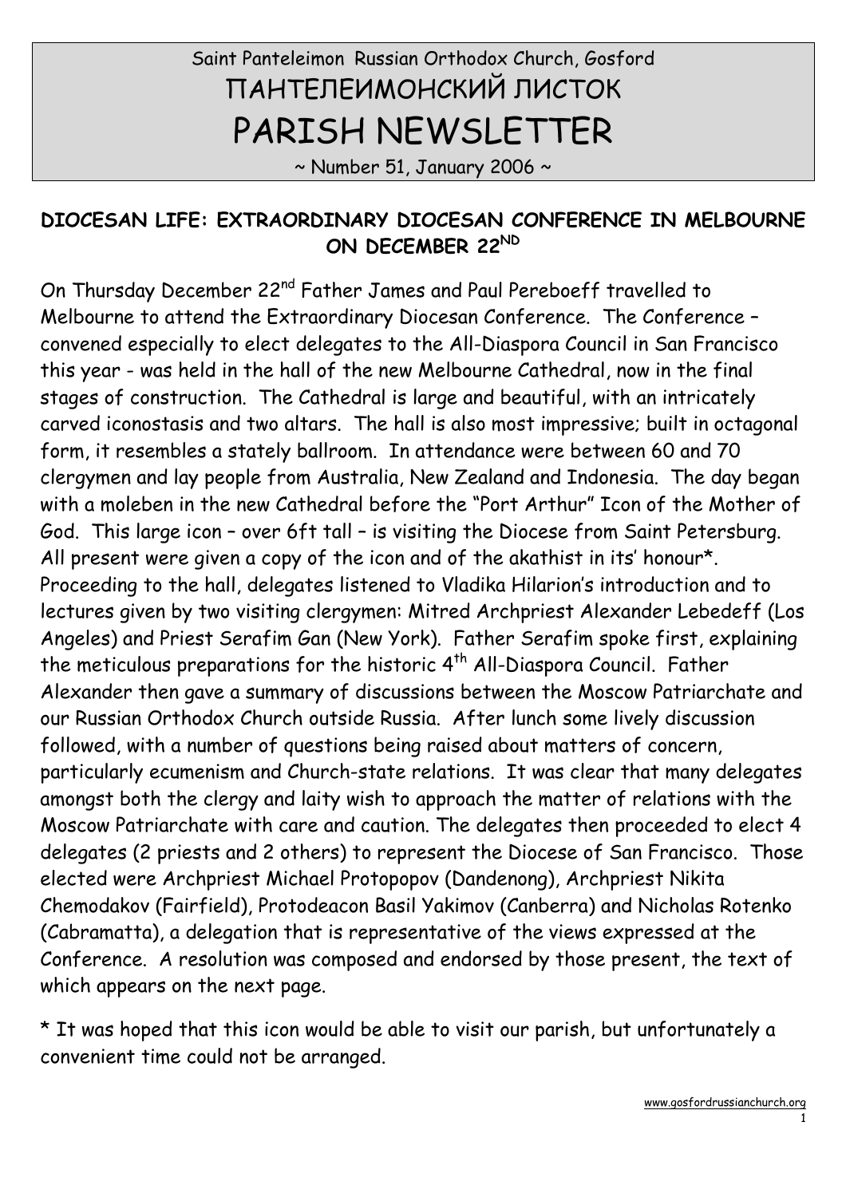Saint Panteleimon Russian Orthodox Church, Gosford

ПАНТЕЛЕИМОНСКИЙ ЛИСТОК

# PARISH NEWSLETTER

~ Number 51, January 2006 ~

## DIOCESAN LIFE: EXTRAORDINARY DIOCESAN CONFERENCE IN MELBOURNE ON DECEMBER 22ND

On Thursday December 22nd Father James and Paul Pereboeff travelled to Melbourne to attend the Extraordinary Diocesan Conference. The Conference – convened especially to elect delegates to the All-Diaspora Council in San Francisco this year - was held in the hall of the new Melbourne Cathedral, now in the final stages of construction. The Cathedral is large and beautiful, with an intricately carved iconostasis and two altars. The hall is also most impressive; built in octagonal form, it resembles a stately ballroom. In attendance were between 60 and 70 clergymen and lay people from Australia, New Zealand and Indonesia. The day began with a moleben in the new Cathedral before the "Port Arthur" Icon of the Mother of God. This large icon – over 6ft tall – is visiting the Diocese from Saint Petersburg. All present were given a copy of the icon and of the akathist in its' honour*. Proceeding to the hall, delegates listened to Vladika Hilarion's introduction and to lectures given by two visiting clergymen: Mitred Archpriest Alexander Lebedeff (Los Angeles) and Priest Serafim Gan (New York). Father Serafim spoke first, explaining the meticulous preparations for the historic 4th All-Diaspora Council. Father Alexander then gave a summary of discussions between the Moscow Patriarchate and our Russian Orthodox Church outside Russia. After lunch some lively discussion followed, with a number of questions being raised about matters of concern, particularly ecumenism and Church-state relations. It was clear that many delegates amongst both the clergy and laity wish to approach the matter of relations with the Moscow Patriarchate with care and caution. The delegates then proceeded to elect 4 delegates (2 priests and 2 others) to represent the Diocese of San Francisco. Those elected were Archpriest Michael Protopopov (Dandenong), Archpriest Nikita Chemodakov (Fairfield), Protodeacon Basil Yakimov (Canberra) and Nicholas Rotenko (Cabramatta), a delegation that is representative of the views expressed at the Conference. A resolution was composed and endorsed by those present, the text of which appears on the next page.

* It was hoped that this icon would be able to visit our parish, but unfortunately a convenient time could not be arranged.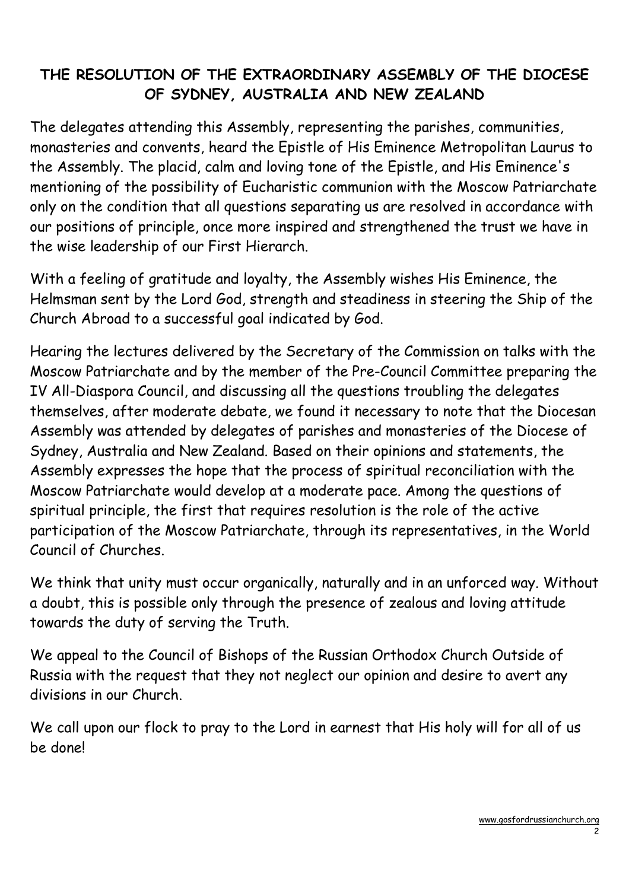# THE RESOLUTION OF THE EXTRAORDINARY ASSEMBLY OF THE DIOCESE OF SYDNEY, AUSTRALIA AND NEW ZEALAND

The delegates attending this Assembly, representing the parishes, communities, monasteries and convents, heard the Epistle of His Eminence Metropolitan Laurus to the Assembly. The placid, calm and loving tone of the Epistle, and His Eminence's mentioning of the possibility of Eucharistic communion with the Moscow Patriarchate only on the condition that all questions separating us are resolved in accordance with our positions of principle, once more inspired and strengthened the trust we have in the wise leadership of our First Hierarch.

With a feeling of gratitude and loyalty, the Assembly wishes His Eminence, the Helmsman sent by the Lord God, strength and steadiness in steering the Ship of the Church Abroad to a successful goal indicated by God.

Hearing the lectures delivered by the Secretary of the Commission on talks with the Moscow Patriarchate and by the member of the Pre-Council Committee preparing the IV All-Diaspora Council, and discussing all the questions troubling the delegates themselves, after moderate debate, we found it necessary to note that the Diocesan Assembly was attended by delegates of parishes and monasteries of the Diocese of Sydney, Australia and New Zealand. Based on their opinions and statements, the Assembly expresses the hope that the process of spiritual reconciliation with the Moscow Patriarchate would develop at a moderate pace. Among the questions of spiritual principle, the first that requires resolution is the role of the active participation of the Moscow Patriarchate, through its representatives, in the World Council of Churches.

We think that unity must occur organically, naturally and in an unforced way. Without a doubt, this is possible only through the presence of zealous and loving attitude towards the duty of serving the Truth.

We appeal to the Council of Bishops of the Russian Orthodox Church Outside of Russia with the request that they not neglect our opinion and desire to avert any divisions in our Church.

We call upon our flock to pray to the Lord in earnest that His holy will for all of us be done!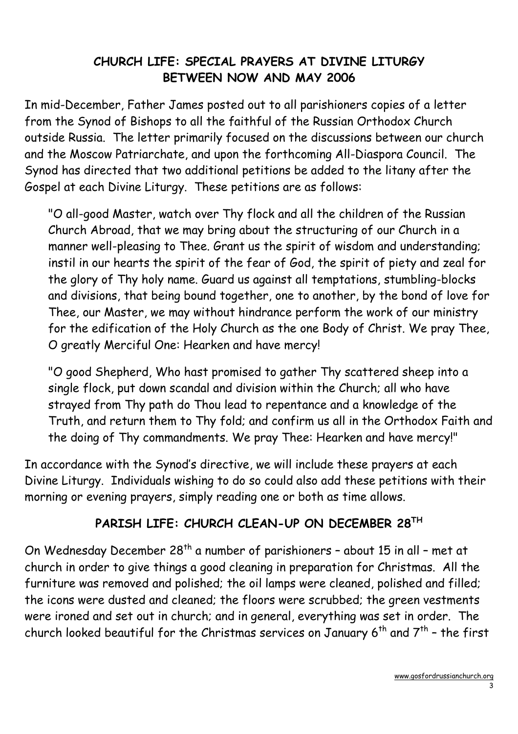## CHURCH LIFE: SPECIAL PRAYERS AT DIVINE LITURGY BETWEEN NOW AND MAY 2006

In mid-December, Father James posted out to all parishioners copies of a letter from the Synod of Bishops to all the faithful of the Russian Orthodox Church outside Russia. The letter primarily focused on the discussions between our church and the Moscow Patriarchate, and upon the forthcoming All-Diaspora Council. The Synod has directed that two additional petitions be added to the litany after the Gospel at each Divine Liturgy. These petitions are as follows:

> "O all-good Master, watch over Thy flock and all the children of the Russian Church Abroad, that we may bring about the structuring of our Church in a manner well-pleasing to Thee. Grant us the spirit of wisdom and understanding; instil in our hearts the spirit of the fear of God, the spirit of piety and zeal for the glory of Thy holy name. Guard us against all temptations, stumbling-blocks and divisions, that being bound together, one to another, by the bond of love for Thee, our Master, we may without hindrance perform the work of our ministry for the edification of the Holy Church as the one Body of Christ. We pray Thee, O greatly Merciful One: Hearken and have mercy!
>
> "O good Shepherd, Who hast promised to gather Thy scattered sheep into a single flock, put down scandal and division within the Church; all who have strayed from Thy path do Thou lead to repentance and a knowledge of the Truth, and return them to Thy fold; and confirm us all in the Orthodox Faith and the doing of Thy commandments. We pray Thee: Hearken and have mercy!"

In accordance with the Synod's directive, we will include these prayers at each Divine Liturgy. Individuals wishing to do so could also add these petitions with their morning or evening prayers, simply reading one or both as time allows.

## PARISH LIFE: CHURCH CLEAN-UP ON DECEMBER 28TH

On Wednesday December 28th a number of parishioners – about 15 in all – met at church in order to give things a good cleaning in preparation for Christmas. All the furniture was removed and polished; the oil lamps were cleaned, polished and filled; the icons were dusted and cleaned; the floors were scrubbed; the green vestments were ironed and set out in church; and in general, everything was set in order. The church looked beautiful for the Christmas services on January 6th and 7th – the first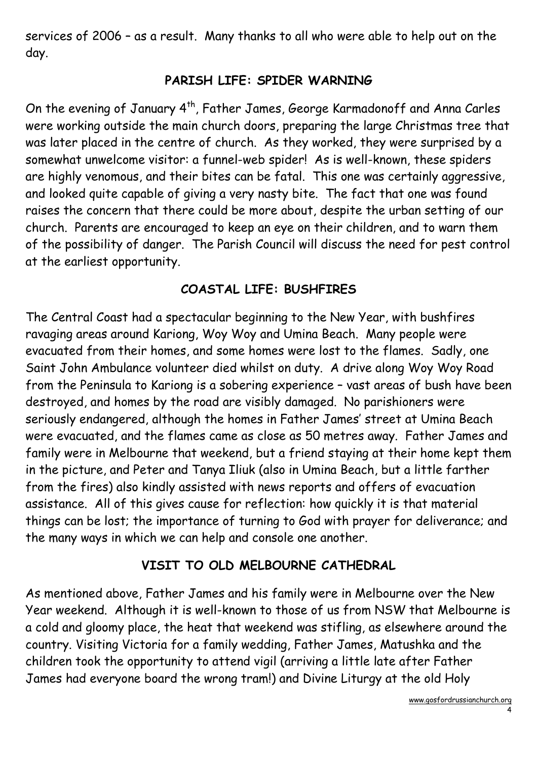services of 2006 – as a result. Many thanks to all who were able to help out on the day.

## PARISH LIFE: SPIDER WARNING

On the evening of January 4th, Father James, George Karmadonoff and Anna Carles were working outside the main church doors, preparing the large Christmas tree that was later placed in the centre of church. As they worked, they were surprised by a somewhat unwelcome visitor: a funnel-web spider! As is well-known, these spiders are highly venomous, and their bites can be fatal. This one was certainly aggressive, and looked quite capable of giving a very nasty bite. The fact that one was found raises the concern that there could be more about, despite the urban setting of our church. Parents are encouraged to keep an eye on their children, and to warn them of the possibility of danger. The Parish Council will discuss the need for pest control at the earliest opportunity.

## COASTAL LIFE: BUSHFIRES

The Central Coast had a spectacular beginning to the New Year, with bushfires ravaging areas around Kariong, Woy Woy and Umina Beach. Many people were evacuated from their homes, and some homes were lost to the flames. Sadly, one Saint John Ambulance volunteer died whilst on duty. A drive along Woy Woy Road from the Peninsula to Kariong is a sobering experience – vast areas of bush have been destroyed, and homes by the road are visibly damaged. No parishioners were seriously endangered, although the homes in Father James' street at Umina Beach were evacuated, and the flames came as close as 50 metres away. Father James and family were in Melbourne that weekend, but a friend staying at their home kept them in the picture, and Peter and Tanya Iliuk (also in Umina Beach, but a little farther from the fires) also kindly assisted with news reports and offers of evacuation assistance. All of this gives cause for reflection: how quickly it is that material things can be lost; the importance of turning to God with prayer for deliverance; and the many ways in which we can help and console one another.

## VISIT TO OLD MELBOURNE CATHEDRAL

As mentioned above, Father James and his family were in Melbourne over the New Year weekend. Although it is well-known to those of us from NSW that Melbourne is a cold and gloomy place, the heat that weekend was stifling, as elsewhere around the country. Visiting Victoria for a family wedding, Father James, Matushka and the children took the opportunity to attend vigil (arriving a little late after Father James had everyone board the wrong tram!) and Divine Liturgy at the old Holy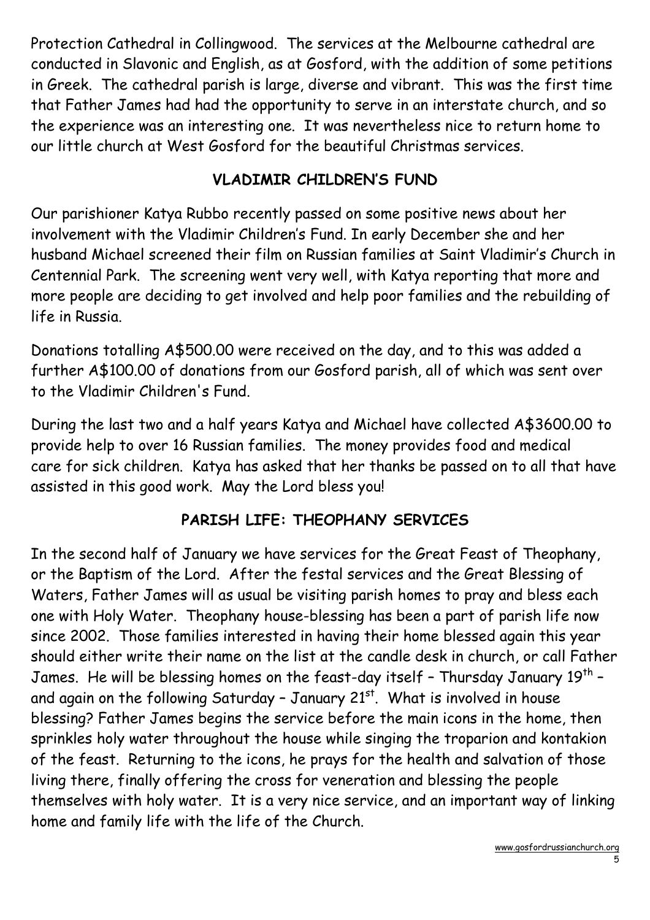Protection Cathedral in Collingwood. The services at the Melbourne cathedral are conducted in Slavonic and English, as at Gosford, with the addition of some petitions in Greek. The cathedral parish is large, diverse and vibrant. This was the first time that Father James had had the opportunity to serve in an interstate church, and so the experience was an interesting one. It was nevertheless nice to return home to our little church at West Gosford for the beautiful Christmas services.

## VLADIMIR CHILDREN'S FUND

Our parishioner Katya Rubbo recently passed on some positive news about her involvement with the Vladimir Children's Fund. In early December she and her husband Michael screened their film on Russian families at Saint Vladimir's Church in Centennial Park. The screening went very well, with Katya reporting that more and more people are deciding to get involved and help poor families and the rebuilding of life in Russia.

Donations totalling A$500.00 were received on the day, and to this was added a further A$100.00 of donations from our Gosford parish, all of which was sent over to the Vladimir Children's Fund.

During the last two and a half years Katya and Michael have collected A$3600.00 to provide help to over 16 Russian families. The money provides food and medical care for sick children. Katya has asked that her thanks be passed on to all that have assisted in this good work. May the Lord bless you!

## PARISH LIFE: THEOPHANY SERVICES

In the second half of January we have services for the Great Feast of Theophany, or the Baptism of the Lord. After the festal services and the Great Blessing of Waters, Father James will as usual be visiting parish homes to pray and bless each one with Holy Water. Theophany house-blessing has been a part of parish life now since 2002. Those families interested in having their home blessed again this year should either write their name on the list at the candle desk in church, or call Father James. He will be blessing homes on the feast-day itself – Thursday January 19th – and again on the following Saturday – January 21st. What is involved in house blessing? Father James begins the service before the main icons in the home, then sprinkles holy water throughout the house while singing the troparion and kontakion of the feast. Returning to the icons, he prays for the health and salvation of those living there, finally offering the cross for veneration and blessing the people themselves with holy water. It is a very nice service, and an important way of linking home and family life with the life of the Church.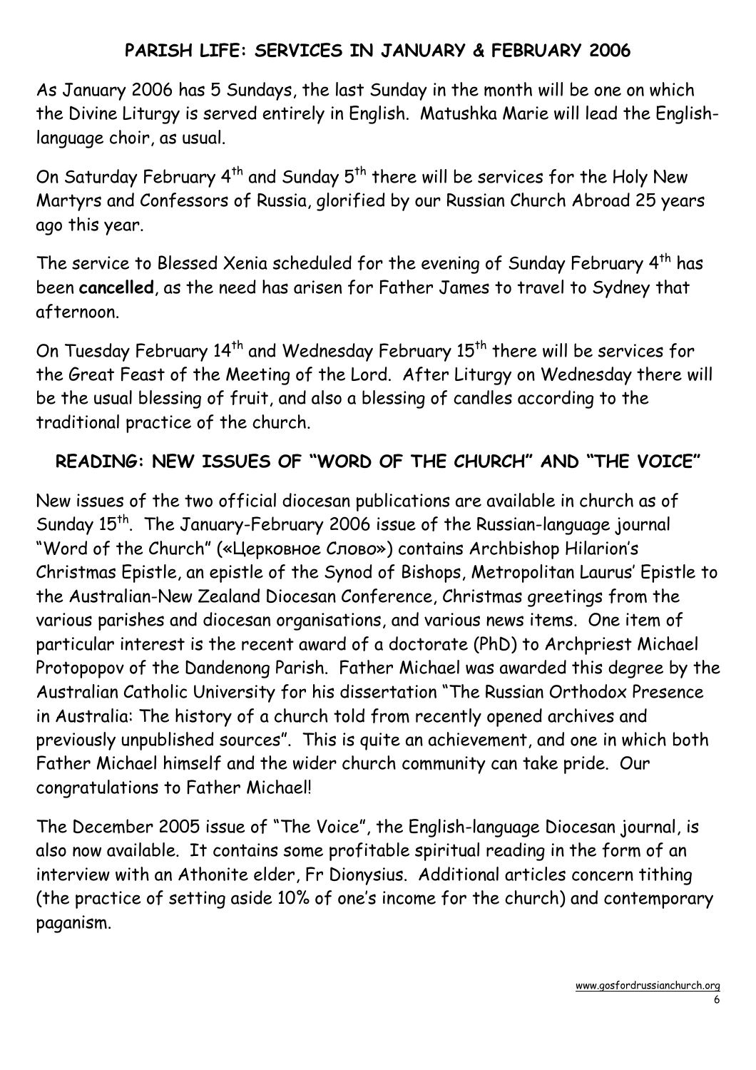## PARISH LIFE: SERVICES IN JANUARY & FEBRUARY 2006

As January 2006 has 5 Sundays, the last Sunday in the month will be one on which the Divine Liturgy is served entirely in English. Matushka Marie will lead the English-language choir, as usual.

On Saturday February 4th and Sunday 5th there will be services for the Holy New Martyrs and Confessors of Russia, glorified by our Russian Church Abroad 25 years ago this year.

The service to Blessed Xenia scheduled for the evening of Sunday February 4th has been **cancelled**, as the need has arisen for Father James to travel to Sydney that afternoon.

On Tuesday February 14th and Wednesday February 15th there will be services for the Great Feast of the Meeting of the Lord. After Liturgy on Wednesday there will be the usual blessing of fruit, and also a blessing of candles according to the traditional practice of the church.

## READING: NEW ISSUES OF "WORD OF THE CHURCH" AND "THE VOICE"

New issues of the two official diocesan publications are available in church as of Sunday 15th. The January-February 2006 issue of the Russian-language journal "Word of the Church" («Церковное Слово») contains Archbishop Hilarion's Christmas Epistle, an epistle of the Synod of Bishops, Metropolitan Laurus' Epistle to the Australian-New Zealand Diocesan Conference, Christmas greetings from the various parishes and diocesan organisations, and various news items. One item of particular interest is the recent award of a doctorate (PhD) to Archpriest Michael Protopopov of the Dandenong Parish. Father Michael was awarded this degree by the Australian Catholic University for his dissertation "The Russian Orthodox Presence in Australia: The history of a church told from recently opened archives and previously unpublished sources". This is quite an achievement, and one in which both Father Michael himself and the wider church community can take pride. Our congratulations to Father Michael!

The December 2005 issue of "The Voice", the English-language Diocesan journal, is also now available. It contains some profitable spiritual reading in the form of an interview with an Athonite elder, Fr Dionysius. Additional articles concern tithing (the practice of setting aside 10% of one's income for the church) and contemporary paganism.

www.gosfordrussianchurch.org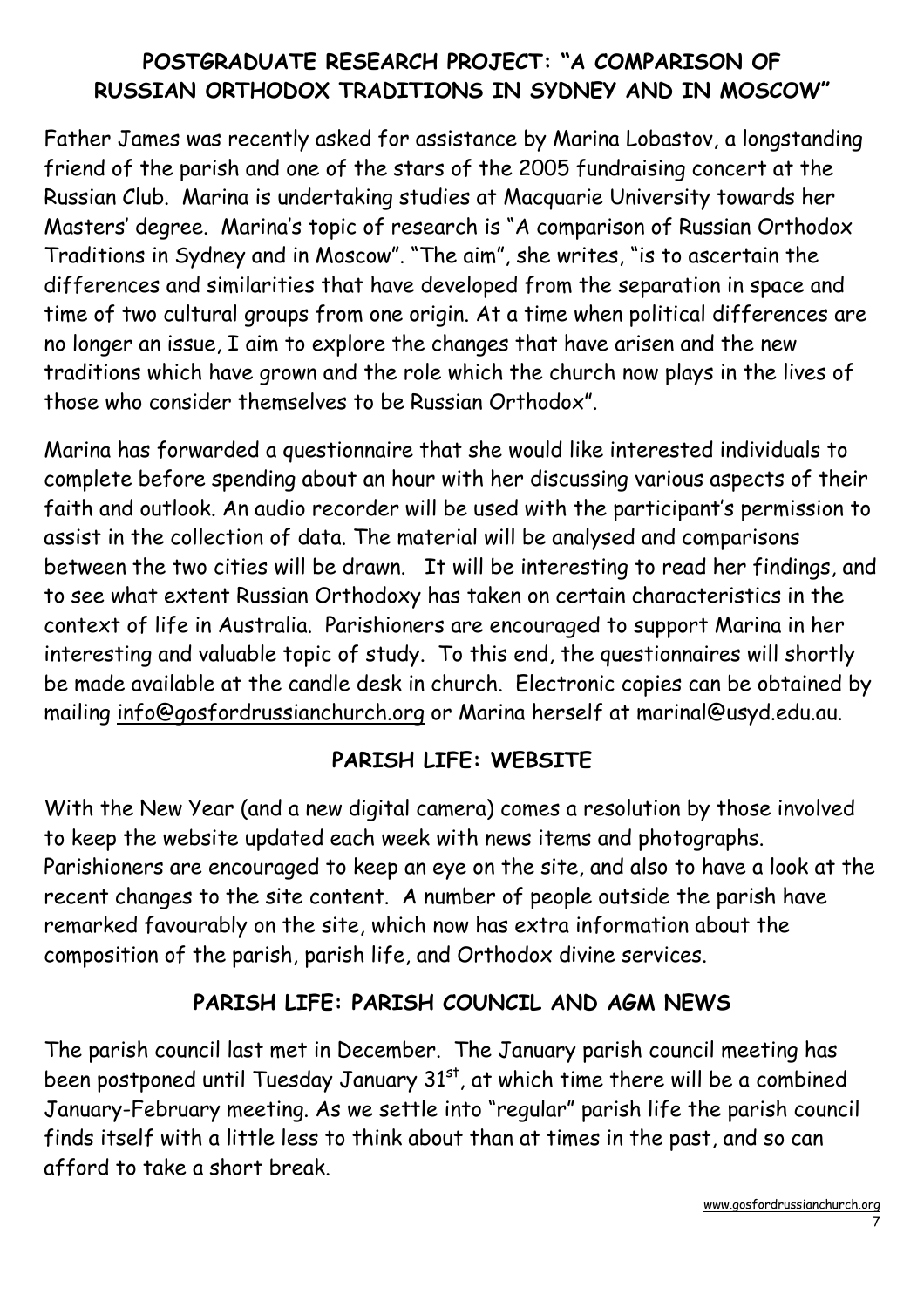## POSTGRADUATE RESEARCH PROJECT: "A COMPARISON OF RUSSIAN ORTHODOX TRADITIONS IN SYDNEY AND IN MOSCOW"

Father James was recently asked for assistance by Marina Lobastov, a longstanding friend of the parish and one of the stars of the 2005 fundraising concert at the Russian Club. Marina is undertaking studies at Macquarie University towards her Masters' degree. Marina's topic of research is "A comparison of Russian Orthodox Traditions in Sydney and in Moscow". "The aim", she writes, "is to ascertain the differences and similarities that have developed from the separation in space and time of two cultural groups from one origin. At a time when political differences are no longer an issue, I aim to explore the changes that have arisen and the new traditions which have grown and the role which the church now plays in the lives of those who consider themselves to be Russian Orthodox".

Marina has forwarded a questionnaire that she would like interested individuals to complete before spending about an hour with her discussing various aspects of their faith and outlook. An audio recorder will be used with the participant's permission to assist in the collection of data. The material will be analysed and comparisons between the two cities will be drawn. It will be interesting to read her findings, and to see what extent Russian Orthodoxy has taken on certain characteristics in the context of life in Australia. Parishioners are encouraged to support Marina in her interesting and valuable topic of study. To this end, the questionnaires will shortly be made available at the candle desk in church. Electronic copies can be obtained by mailing info@gosfordrussianchurch.org or Marina herself at marinal@usyd.edu.au.

## PARISH LIFE: WEBSITE

With the New Year (and a new digital camera) comes a resolution by those involved to keep the website updated each week with news items and photographs. Parishioners are encouraged to keep an eye on the site, and also to have a look at the recent changes to the site content. A number of people outside the parish have remarked favourably on the site, which now has extra information about the composition of the parish, parish life, and Orthodox divine services.

## PARISH LIFE: PARISH COUNCIL AND AGM NEWS

The parish council last met in December. The January parish council meeting has been postponed until Tuesday January 31st, at which time there will be a combined January-February meeting. As we settle into "regular" parish life the parish council finds itself with a little less to think about than at times in the past, and so can afford to take a short break.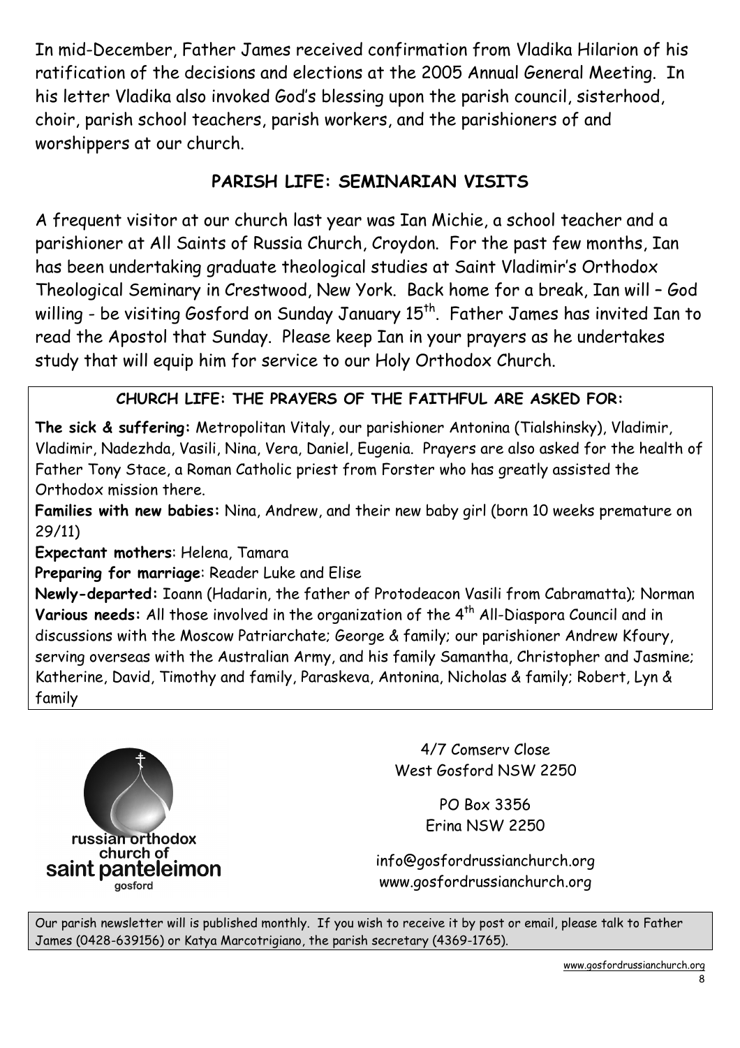In mid-December, Father James received confirmation from Vladika Hilarion of his ratification of the decisions and elections at the 2005 Annual General Meeting. In his letter Vladika also invoked God's blessing upon the parish council, sisterhood, choir, parish school teachers, parish workers, and the parishioners of and worshippers at our church.

## PARISH LIFE: SEMINARIAN VISITS

A frequent visitor at our church last year was Ian Michie, a school teacher and a parishioner at All Saints of Russia Church, Croydon. For the past few months, Ian has been undertaking graduate theological studies at Saint Vladimir's Orthodox Theological Seminary in Crestwood, New York. Back home for a break, Ian will – God willing - be visiting Gosford on Sunday January 15th. Father James has invited Ian to read the Apostol that Sunday. Please keep Ian in your prayers as he undertakes study that will equip him for service to our Holy Orthodox Church.

### CHURCH LIFE: THE PRAYERS OF THE FAITHFUL ARE ASKED FOR:

**The sick & suffering:** Metropolitan Vitaly, our parishioner Antonina (Tialshinsky), Vladimir, Vladimir, Nadezhda, Vasili, Nina, Vera, Daniel, Eugenia. Prayers are also asked for the health of Father Tony Stace, a Roman Catholic priest from Forster who has greatly assisted the Orthodox mission there.

**Families with new babies:** Nina, Andrew, and their new baby girl (born 10 weeks premature on 29/11)

**Expectant mothers**: Helena, Tamara

**Preparing for marriage**: Reader Luke and Elise

**Newly-departed:** Ioann (Hadarin, the father of Protodeacon Vasili from Cabramatta); Norman

**Various needs:** All those involved in the organization of the 4th All-Diaspora Council and in discussions with the Moscow Patriarchate; George & family; our parishioner Andrew Kfoury, serving overseas with the Australian Army, and his family Samantha, Christopher and Jasmine; Katherine, David, Timothy and family, Paraskeva, Antonina, Nicholas & family; Robert, Lyn & family

russian orthodox
church of
saint panteleimon
gosford

4/7 Comserv Close
West Gosford NSW 2250

PO Box 3356
Erina NSW 2250

info@gosfordrussianchurch.org
www.gosfordrussianchurch.org

Our parish newsletter will is published monthly. If you wish to receive it by post or email, please talk to Father James (0428-639156) or Katya Marcotrigiano, the parish secretary (4369-1765).